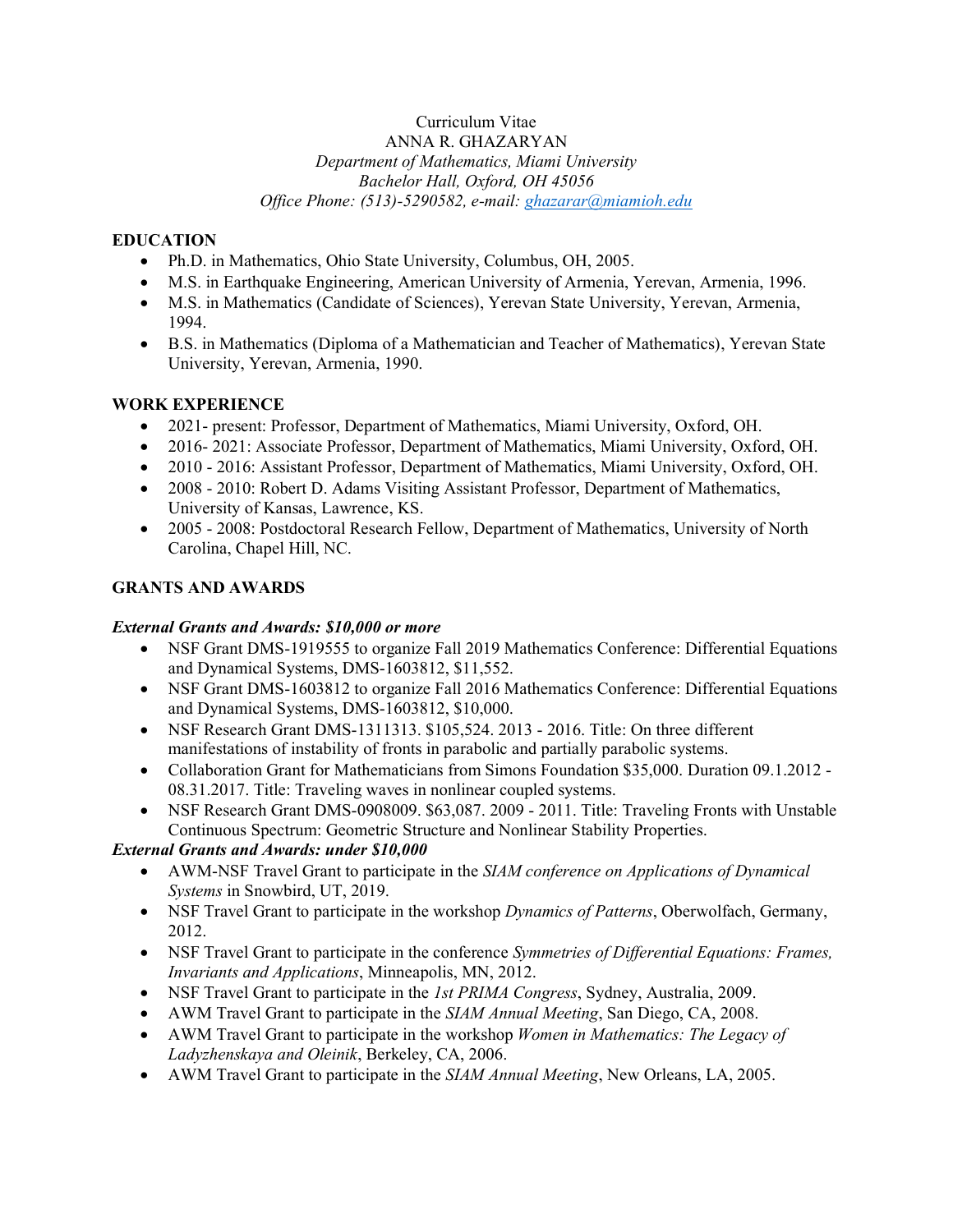# Curriculum Vitae

ANNA R. GHAZARYAN

*Department of Mathematics, Miami University*
*Bachelor Hall, Oxford, OH 45056*
*Office Phone: (513)-5290582, e-mail: ghazarar@miamioh.edu*

## EDUCATION

- Ph.D. in Mathematics, Ohio State University, Columbus, OH, 2005.
- M.S. in Earthquake Engineering, American University of Armenia, Yerevan, Armenia, 1996.
- M.S. in Mathematics (Candidate of Sciences), Yerevan State University, Yerevan, Armenia, 1994.
- B.S. in Mathematics (Diploma of a Mathematician and Teacher of Mathematics), Yerevan State University, Yerevan, Armenia, 1990.

## WORK EXPERIENCE

- 2021- present: Professor, Department of Mathematics, Miami University, Oxford, OH.
- 2016- 2021: Associate Professor, Department of Mathematics, Miami University, Oxford, OH.
- 2010 - 2016: Assistant Professor, Department of Mathematics, Miami University, Oxford, OH.
- 2008 - 2010: Robert D. Adams Visiting Assistant Professor, Department of Mathematics, University of Kansas, Lawrence, KS.
- 2005 - 2008: Postdoctoral Research Fellow, Department of Mathematics, University of North Carolina, Chapel Hill, NC.

## GRANTS AND AWARDS

### *External Grants and Awards: $10,000 or more*

- NSF Grant DMS-1919555 to organize Fall 2019 Mathematics Conference: Differential Equations and Dynamical Systems, DMS-1603812, $11,552.
- NSF Grant DMS-1603812 to organize Fall 2016 Mathematics Conference: Differential Equations and Dynamical Systems, DMS-1603812, $10,000.
- NSF Research Grant DMS-1311313. $105,524. 2013 - 2016. Title: On three different manifestations of instability of fronts in parabolic and partially parabolic systems.
- Collaboration Grant for Mathematicians from Simons Foundation $35,000. Duration 09.1.2012 - 08.31.2017. Title: Traveling waves in nonlinear coupled systems.
- NSF Research Grant DMS-0908009. $63,087. 2009 - 2011. Title: Traveling Fronts with Unstable Continuous Spectrum: Geometric Structure and Nonlinear Stability Properties.

### *External Grants and Awards: under $10,000*

- AWM-NSF Travel Grant to participate in the *SIAM conference on Applications of Dynamical Systems* in Snowbird, UT, 2019.
- NSF Travel Grant to participate in the workshop *Dynamics of Patterns*, Oberwolfach, Germany, 2012.
- NSF Travel Grant to participate in the conference *Symmetries of Differential Equations: Frames, Invariants and Applications*, Minneapolis, MN, 2012.
- NSF Travel Grant to participate in the *1st PRIMA Congress*, Sydney, Australia, 2009.
- AWM Travel Grant to participate in the *SIAM Annual Meeting*, San Diego, CA, 2008.
- AWM Travel Grant to participate in the workshop *Women in Mathematics: The Legacy of Ladyzhenskaya and Oleinik*, Berkeley, CA, 2006.
- AWM Travel Grant to participate in the *SIAM Annual Meeting*, New Orleans, LA, 2005.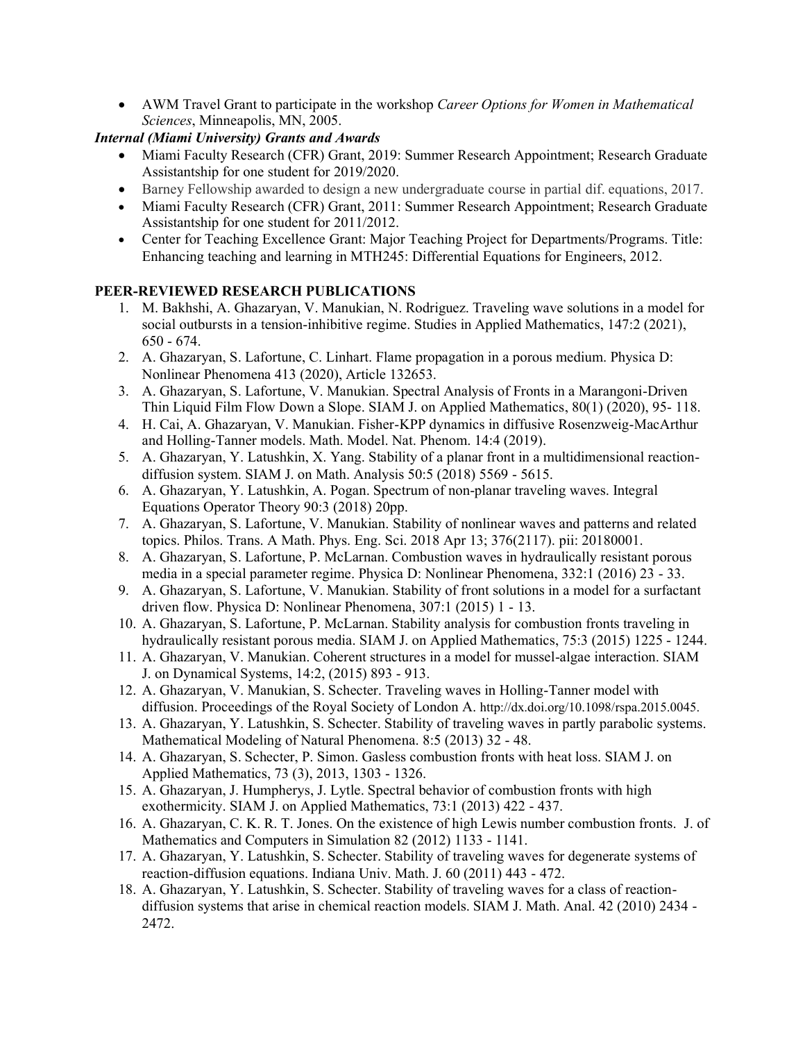- AWM Travel Grant to participate in the workshop *Career Options for Women in Mathematical Sciences*, Minneapolis, MN, 2005.

***Internal (Miami University) Grants and Awards***

- Miami Faculty Research (CFR) Grant, 2019: Summer Research Appointment; Research Graduate Assistantship for one student for 2019/2020.
- Barney Fellowship awarded to design a new undergraduate course in partial dif. equations, 2017.
- Miami Faculty Research (CFR) Grant, 2011: Summer Research Appointment; Research Graduate Assistantship for one student for 2011/2012.
- Center for Teaching Excellence Grant: Major Teaching Project for Departments/Programs. Title: Enhancing teaching and learning in MTH245: Differential Equations for Engineers, 2012.

## PEER-REVIEWED RESEARCH PUBLICATIONS

1. M. Bakhshi, A. Ghazaryan, V. Manukian, N. Rodriguez. Traveling wave solutions in a model for social outbursts in a tension-inhibitive regime. Studies in Applied Mathematics, 147:2 (2021), 650 - 674.
2. A. Ghazaryan, S. Lafortune, C. Linhart. Flame propagation in a porous medium. Physica D: Nonlinear Phenomena 413 (2020), Article 132653.
3. A. Ghazaryan, S. Lafortune, V. Manukian. Spectral Analysis of Fronts in a Marangoni-Driven Thin Liquid Film Flow Down a Slope. SIAM J. on Applied Mathematics, 80(1) (2020), 95- 118.
4. H. Cai, A. Ghazaryan, V. Manukian. Fisher-KPP dynamics in diffusive Rosenzweig-MacArthur and Holling-Tanner models. Math. Model. Nat. Phenom. 14:4 (2019).
5. A. Ghazaryan, Y. Latushkin, X. Yang. Stability of a planar front in a multidimensional reaction-diffusion system. SIAM J. on Math. Analysis 50:5 (2018) 5569 - 5615.
6. A. Ghazaryan, Y. Latushkin, A. Pogan. Spectrum of non-planar traveling waves. Integral Equations Operator Theory 90:3 (2018) 20pp.
7. A. Ghazaryan, S. Lafortune, V. Manukian. Stability of nonlinear waves and patterns and related topics. Philos. Trans. A Math. Phys. Eng. Sci. 2018 Apr 13; 376(2117). pii: 20180001.
8. A. Ghazaryan, S. Lafortune, P. McLarnan. Combustion waves in hydraulically resistant porous media in a special parameter regime. Physica D: Nonlinear Phenomena, 332:1 (2016) 23 - 33.
9. A. Ghazaryan, S. Lafortune, V. Manukian. Stability of front solutions in a model for a surfactant driven flow. Physica D: Nonlinear Phenomena, 307:1 (2015) 1 - 13.
10. A. Ghazaryan, S. Lafortune, P. McLarnan. Stability analysis for combustion fronts traveling in hydraulically resistant porous media. SIAM J. on Applied Mathematics, 75:3 (2015) 1225 - 1244.
11. A. Ghazaryan, V. Manukian. Coherent structures in a model for mussel-algae interaction. SIAM J. on Dynamical Systems, 14:2, (2015) 893 - 913.
12. A. Ghazaryan, V. Manukian, S. Schecter. Traveling waves in Holling-Tanner model with diffusion. Proceedings of the Royal Society of London A. http://dx.doi.org/10.1098/rspa.2015.0045.
13. A. Ghazaryan, Y. Latushkin, S. Schecter. Stability of traveling waves in partly parabolic systems. Mathematical Modeling of Natural Phenomena. 8:5 (2013) 32 - 48.
14. A. Ghazaryan, S. Schecter, P. Simon. Gasless combustion fronts with heat loss. SIAM J. on Applied Mathematics, 73 (3), 2013, 1303 - 1326.
15. A. Ghazaryan, J. Humpherys, J. Lytle. Spectral behavior of combustion fronts with high exothermicity. SIAM J. on Applied Mathematics, 73:1 (2013) 422 - 437.
16. A. Ghazaryan, C. K. R. T. Jones. On the existence of high Lewis number combustion fronts. J. of Mathematics and Computers in Simulation 82 (2012) 1133 - 1141.
17. A. Ghazaryan, Y. Latushkin, S. Schecter. Stability of traveling waves for degenerate systems of reaction-diffusion equations. Indiana Univ. Math. J. 60 (2011) 443 - 472.
18. A. Ghazaryan, Y. Latushkin, S. Schecter. Stability of traveling waves for a class of reaction-diffusion systems that arise in chemical reaction models. SIAM J. Math. Anal. 42 (2010) 2434 - 2472.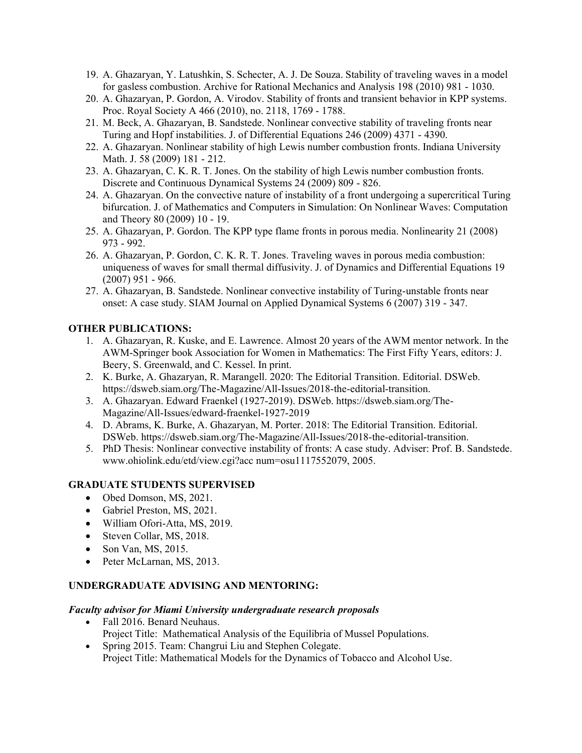19. A. Ghazaryan, Y. Latushkin, S. Schecter, A. J. De Souza. Stability of traveling waves in a model for gasless combustion. Archive for Rational Mechanics and Analysis 198 (2010) 981 - 1030.
20. A. Ghazaryan, P. Gordon, A. Virodov. Stability of fronts and transient behavior in KPP systems. Proc. Royal Society A 466 (2010), no. 2118, 1769 - 1788.
21. M. Beck, A. Ghazaryan, B. Sandstede. Nonlinear convective stability of traveling fronts near Turing and Hopf instabilities. J. of Differential Equations 246 (2009) 4371 - 4390.
22. A. Ghazaryan. Nonlinear stability of high Lewis number combustion fronts. Indiana University Math. J. 58 (2009) 181 - 212.
23. A. Ghazaryan, C. K. R. T. Jones. On the stability of high Lewis number combustion fronts. Discrete and Continuous Dynamical Systems 24 (2009) 809 - 826.
24. A. Ghazaryan. On the convective nature of instability of a front undergoing a supercritical Turing bifurcation. J. of Mathematics and Computers in Simulation: On Nonlinear Waves: Computation and Theory 80 (2009) 10 - 19.
25. A. Ghazaryan, P. Gordon. The KPP type flame fronts in porous media. Nonlinearity 21 (2008) 973 - 992.
26. A. Ghazaryan, P. Gordon, C. K. R. T. Jones. Traveling waves in porous media combustion: uniqueness of waves for small thermal diffusivity. J. of Dynamics and Differential Equations 19 (2007) 951 - 966.
27. A. Ghazaryan, B. Sandstede. Nonlinear convective instability of Turing-unstable fronts near onset: A case study. SIAM Journal on Applied Dynamical Systems 6 (2007) 319 - 347.

## OTHER PUBLICATIONS:

1. A. Ghazaryan, R. Kuske, and E. Lawrence. Almost 20 years of the AWM mentor network. In the AWM-Springer book Association for Women in Mathematics: The First Fifty Years, editors: J. Beery, S. Greenwald, and C. Kessel. In print.
2. K. Burke, A. Ghazaryan, R. Marangell. 2020: The Editorial Transition. Editorial. DSWeb. https://dsweb.siam.org/The-Magazine/All-Issues/2018-the-editorial-transition.
3. A. Ghazaryan. Edward Fraenkel (1927-2019). DSWeb. https://dsweb.siam.org/The-Magazine/All-Issues/edward-fraenkel-1927-2019
4. D. Abrams, K. Burke, A. Ghazaryan, M. Porter. 2018: The Editorial Transition. Editorial. DSWeb. https://dsweb.siam.org/The-Magazine/All-Issues/2018-the-editorial-transition.
5. PhD Thesis: Nonlinear convective instability of fronts: A case study. Adviser: Prof. B. Sandstede. www.ohiolink.edu/etd/view.cgi?acc num=osu1117552079, 2005.

## GRADUATE STUDENTS SUPERVISED

- Obed Domson, MS, 2021.
- Gabriel Preston, MS, 2021.
- William Ofori-Atta, MS, 2019.
- Steven Collar, MS, 2018.
- Son Van, MS, 2015.
- Peter McLarnan, MS, 2013.

## UNDERGRADUATE ADVISING AND MENTORING:

### *Faculty advisor for Miami University undergraduate research proposals*

- Fall 2016. Benard Neuhaus.
  Project Title: Mathematical Analysis of the Equilibria of Mussel Populations.
- Spring 2015. Team: Changrui Liu and Stephen Colegate.
  Project Title: Mathematical Models for the Dynamics of Tobacco and Alcohol Use.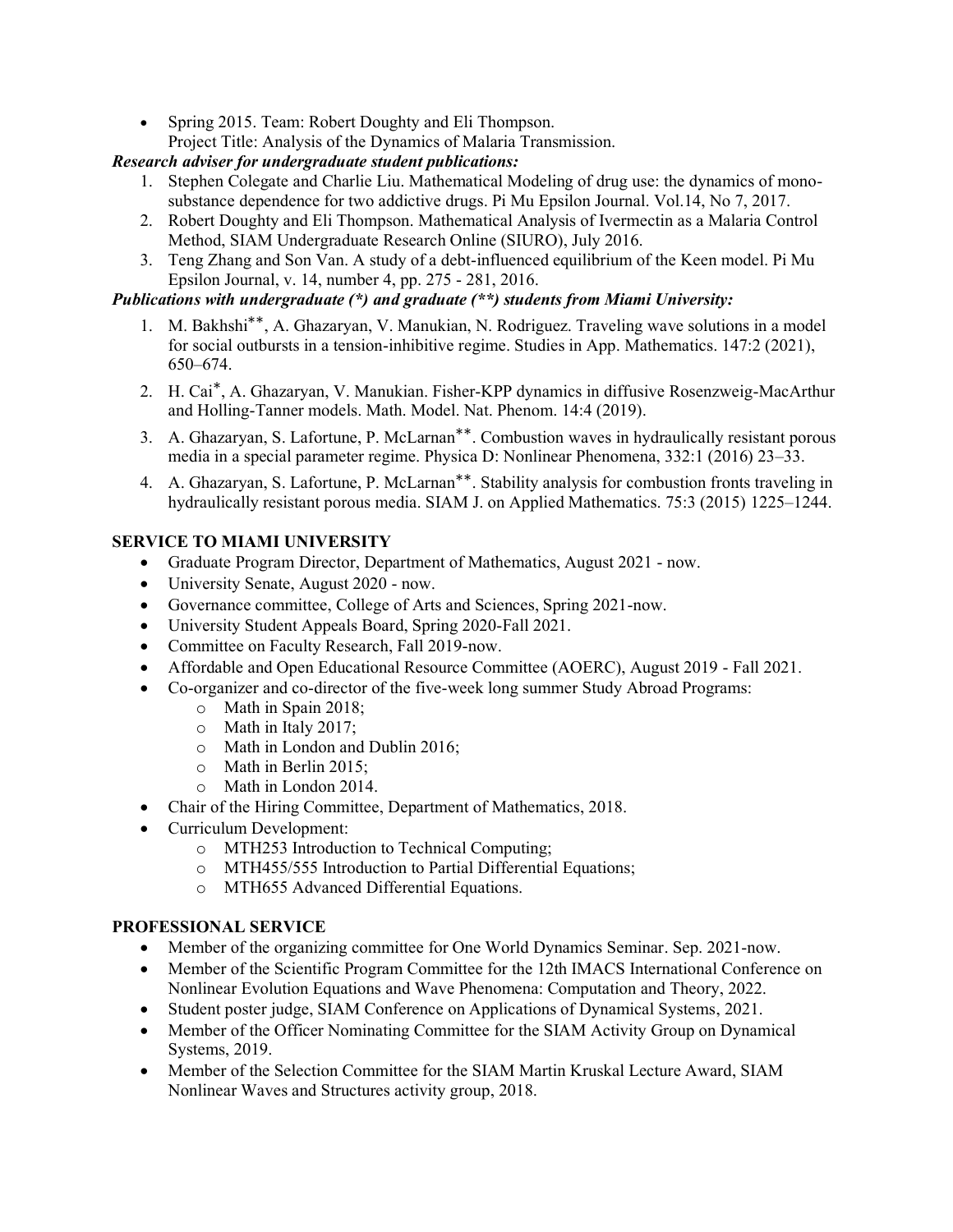- Spring 2015. Team: Robert Doughty and Eli Thompson.
  Project Title: Analysis of the Dynamics of Malaria Transmission.

***Research adviser for undergraduate student publications:***

1. Stephen Colegate and Charlie Liu. Mathematical Modeling of drug use: the dynamics of mono-substance dependence for two addictive drugs. Pi Mu Epsilon Journal. Vol.14, No 7, 2017.
2. Robert Doughty and Eli Thompson. Mathematical Analysis of Ivermectin as a Malaria Control Method, SIAM Undergraduate Research Online (SIURO), July 2016.
3. Teng Zhang and Son Van. A study of a debt-influenced equilibrium of the Keen model. Pi Mu Epsilon Journal, v. 14, number 4, pp. 275 - 281, 2016.

***Publications with undergraduate (\*) and graduate (\*\*) students from Miami University:***

1. M. Bakhshi**, A. Ghazaryan, V. Manukian, N. Rodriguez. Traveling wave solutions in a model for social outbursts in a tension-inhibitive regime. Studies in App. Mathematics. 147:2 (2021), 650–674.
2. H. Cai*, A. Ghazaryan, V. Manukian. Fisher-KPP dynamics in diffusive Rosenzweig-MacArthur and Holling-Tanner models. Math. Model. Nat. Phenom. 14:4 (2019).
3. A. Ghazaryan, S. Lafortune, P. McLarnan**. Combustion waves in hydraulically resistant porous media in a special parameter regime. Physica D: Nonlinear Phenomena, 332:1 (2016) 23–33.
4. A. Ghazaryan, S. Lafortune, P. McLarnan**. Stability analysis for combustion fronts traveling in hydraulically resistant porous media. SIAM J. on Applied Mathematics. 75:3 (2015) 1225–1244.

## SERVICE TO MIAMI UNIVERSITY

- Graduate Program Director, Department of Mathematics, August 2021 - now.
- University Senate, August 2020 - now.
- Governance committee, College of Arts and Sciences, Spring 2021-now.
- University Student Appeals Board, Spring 2020-Fall 2021.
- Committee on Faculty Research, Fall 2019-now.
- Affordable and Open Educational Resource Committee (AOERC), August 2019 - Fall 2021.
- Co-organizer and co-director of the five-week long summer Study Abroad Programs:
  - Math in Spain 2018;
  - Math in Italy 2017;
  - Math in London and Dublin 2016;
  - Math in Berlin 2015;
  - Math in London 2014.
- Chair of the Hiring Committee, Department of Mathematics, 2018.
- Curriculum Development:
  - MTH253 Introduction to Technical Computing;
  - MTH455/555 Introduction to Partial Differential Equations;
  - MTH655 Advanced Differential Equations.

## PROFESSIONAL SERVICE

- Member of the organizing committee for One World Dynamics Seminar. Sep. 2021-now.
- Member of the Scientific Program Committee for the 12th IMACS International Conference on Nonlinear Evolution Equations and Wave Phenomena: Computation and Theory, 2022.
- Student poster judge, SIAM Conference on Applications of Dynamical Systems, 2021.
- Member of the Officer Nominating Committee for the SIAM Activity Group on Dynamical Systems, 2019.
- Member of the Selection Committee for the SIAM Martin Kruskal Lecture Award, SIAM Nonlinear Waves and Structures activity group, 2018.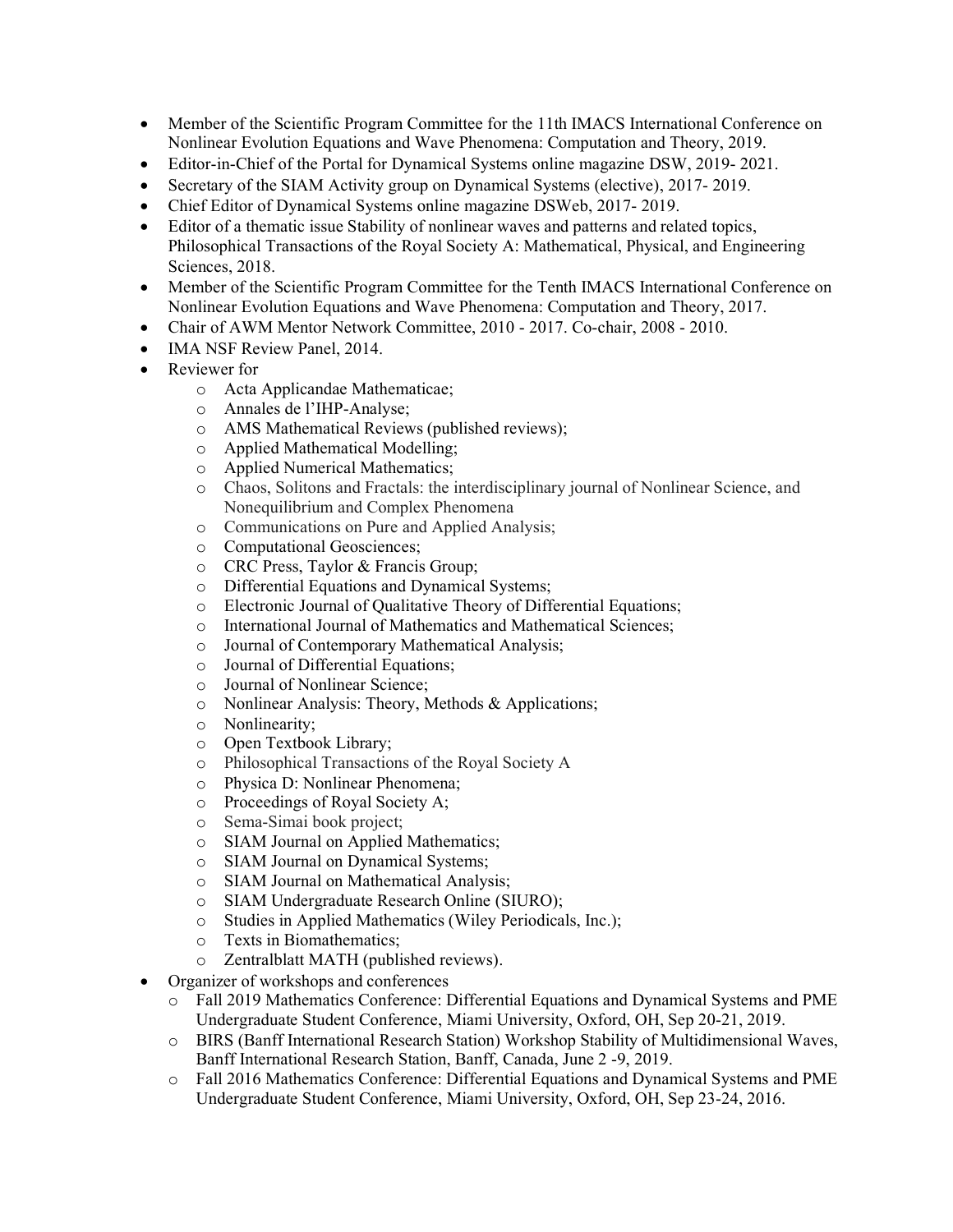- Member of the Scientific Program Committee for the 11th IMACS International Conference on Nonlinear Evolution Equations and Wave Phenomena: Computation and Theory, 2019.
- Editor-in-Chief of the Portal for Dynamical Systems online magazine DSW, 2019- 2021.
- Secretary of the SIAM Activity group on Dynamical Systems (elective), 2017- 2019.
- Chief Editor of Dynamical Systems online magazine DSWeb, 2017- 2019.
- Editor of a thematic issue Stability of nonlinear waves and patterns and related topics, Philosophical Transactions of the Royal Society A: Mathematical, Physical, and Engineering Sciences, 2018.
- Member of the Scientific Program Committee for the Tenth IMACS International Conference on Nonlinear Evolution Equations and Wave Phenomena: Computation and Theory, 2017.
- Chair of AWM Mentor Network Committee, 2010 - 2017. Co-chair, 2008 - 2010.
- IMA NSF Review Panel, 2014.
- Reviewer for
  - Acta Applicandae Mathematicae;
  - Annales de l'IHP-Analyse;
  - AMS Mathematical Reviews (published reviews);
  - Applied Mathematical Modelling;
  - Applied Numerical Mathematics;
  - Chaos, Solitons and Fractals: the interdisciplinary journal of Nonlinear Science, and Nonequilibrium and Complex Phenomena
  - Communications on Pure and Applied Analysis;
  - Computational Geosciences;
  - CRC Press, Taylor & Francis Group;
  - Differential Equations and Dynamical Systems;
  - Electronic Journal of Qualitative Theory of Differential Equations;
  - International Journal of Mathematics and Mathematical Sciences;
  - Journal of Contemporary Mathematical Analysis;
  - Journal of Differential Equations;
  - Journal of Nonlinear Science;
  - Nonlinear Analysis: Theory, Methods & Applications;
  - Nonlinearity;
  - Open Textbook Library;
  - Philosophical Transactions of the Royal Society A
  - Physica D: Nonlinear Phenomena;
  - Proceedings of Royal Society A;
  - Sema-Simai book project;
  - SIAM Journal on Applied Mathematics;
  - SIAM Journal on Dynamical Systems;
  - SIAM Journal on Mathematical Analysis;
  - SIAM Undergraduate Research Online (SIURO);
  - Studies in Applied Mathematics (Wiley Periodicals, Inc.);
  - Texts in Biomathematics;
  - Zentralblatt MATH (published reviews).
- Organizer of workshops and conferences
  - Fall 2019 Mathematics Conference: Differential Equations and Dynamical Systems and PME Undergraduate Student Conference, Miami University, Oxford, OH, Sep 20-21, 2019.
  - BIRS (Banff International Research Station) Workshop Stability of Multidimensional Waves, Banff International Research Station, Banff, Canada, June 2 -9, 2019.
  - Fall 2016 Mathematics Conference: Differential Equations and Dynamical Systems and PME Undergraduate Student Conference, Miami University, Oxford, OH, Sep 23-24, 2016.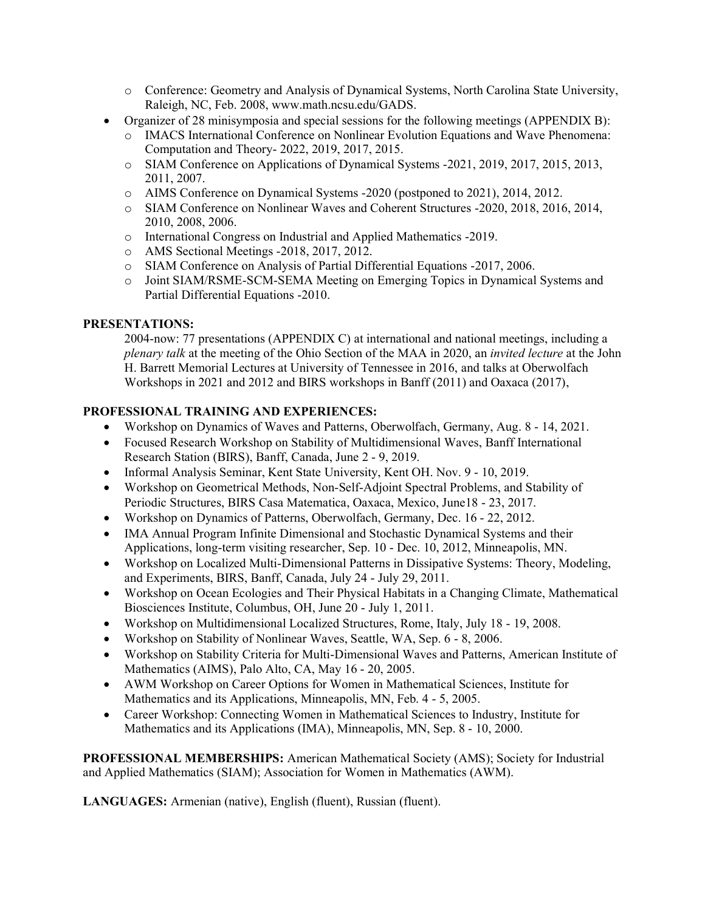- Conference: Geometry and Analysis of Dynamical Systems, North Carolina State University, Raleigh, NC, Feb. 2008, www.math.ncsu.edu/GADS.
- Organizer of 28 minisymposia and special sessions for the following meetings (APPENDIX B):
  - IMACS International Conference on Nonlinear Evolution Equations and Wave Phenomena: Computation and Theory- 2022, 2019, 2017, 2015.
  - SIAM Conference on Applications of Dynamical Systems -2021, 2019, 2017, 2015, 2013, 2011, 2007.
  - AIMS Conference on Dynamical Systems -2020 (postponed to 2021), 2014, 2012.
  - SIAM Conference on Nonlinear Waves and Coherent Structures -2020, 2018, 2016, 2014, 2010, 2008, 2006.
  - International Congress on Industrial and Applied Mathematics -2019.
  - AMS Sectional Meetings -2018, 2017, 2012.
  - SIAM Conference on Analysis of Partial Differential Equations -2017, 2006.
  - Joint SIAM/RSME-SCM-SEMA Meeting on Emerging Topics in Dynamical Systems and Partial Differential Equations -2010.

**PRESENTATIONS:**

2004-now: 77 presentations (APPENDIX C) at international and national meetings, including a *plenary talk* at the meeting of the Ohio Section of the MAA in 2020, an *invited lecture* at the John H. Barrett Memorial Lectures at University of Tennessee in 2016, and talks at Oberwolfach Workshops in 2021 and 2012 and BIRS workshops in Banff (2011) and Oaxaca (2017),

**PROFESSIONAL TRAINING AND EXPERIENCES:**

- Workshop on Dynamics of Waves and Patterns, Oberwolfach, Germany, Aug. 8 - 14, 2021.
- Focused Research Workshop on Stability of Multidimensional Waves, Banff International Research Station (BIRS), Banff, Canada, June 2 - 9, 2019.
- Informal Analysis Seminar, Kent State University, Kent OH. Nov. 9 - 10, 2019.
- Workshop on Geometrical Methods, Non-Self-Adjoint Spectral Problems, and Stability of Periodic Structures, BIRS Casa Matematica, Oaxaca, Mexico, June18 - 23, 2017.
- Workshop on Dynamics of Patterns, Oberwolfach, Germany, Dec. 16 - 22, 2012.
- IMA Annual Program Infinite Dimensional and Stochastic Dynamical Systems and their Applications, long-term visiting researcher, Sep. 10 - Dec. 10, 2012, Minneapolis, MN.
- Workshop on Localized Multi-Dimensional Patterns in Dissipative Systems: Theory, Modeling, and Experiments, BIRS, Banff, Canada, July 24 - July 29, 2011.
- Workshop on Ocean Ecologies and Their Physical Habitats in a Changing Climate, Mathematical Biosciences Institute, Columbus, OH, June 20 - July 1, 2011.
- Workshop on Multidimensional Localized Structures, Rome, Italy, July 18 - 19, 2008.
- Workshop on Stability of Nonlinear Waves, Seattle, WA, Sep. 6 - 8, 2006.
- Workshop on Stability Criteria for Multi-Dimensional Waves and Patterns, American Institute of Mathematics (AIMS), Palo Alto, CA, May 16 - 20, 2005.
- AWM Workshop on Career Options for Women in Mathematical Sciences, Institute for Mathematics and its Applications, Minneapolis, MN, Feb. 4 - 5, 2005.
- Career Workshop: Connecting Women in Mathematical Sciences to Industry, Institute for Mathematics and its Applications (IMA), Minneapolis, MN, Sep. 8 - 10, 2000.

**PROFESSIONAL MEMBERSHIPS:** American Mathematical Society (AMS); Society for Industrial and Applied Mathematics (SIAM); Association for Women in Mathematics (AWM).

**LANGUAGES:** Armenian (native), English (fluent), Russian (fluent).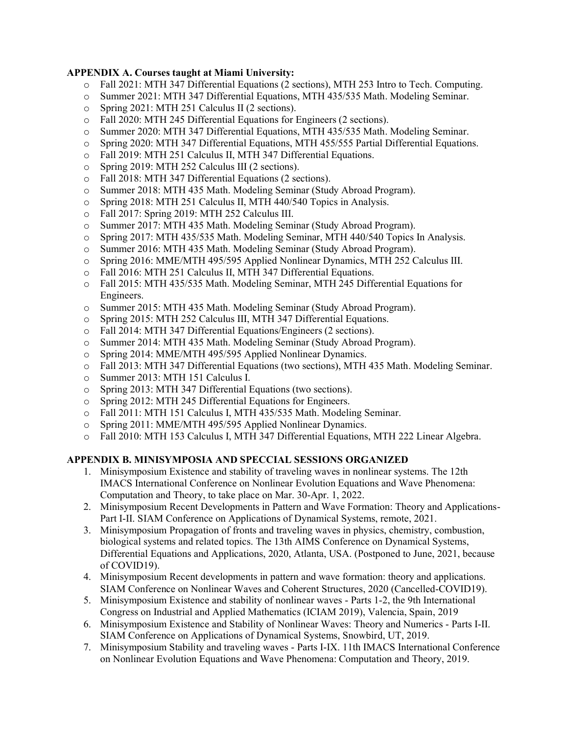**APPENDIX A. Courses taught at Miami University:**

- Fall 2021: MTH 347 Differential Equations (2 sections), MTH 253 Intro to Tech. Computing.
- Summer 2021: MTH 347 Differential Equations, MTH 435/535 Math. Modeling Seminar.
- Spring 2021: MTH 251 Calculus II (2 sections).
- Fall 2020: MTH 245 Differential Equations for Engineers (2 sections).
- Summer 2020: MTH 347 Differential Equations, MTH 435/535 Math. Modeling Seminar.
- Spring 2020: MTH 347 Differential Equations, MTH 455/555 Partial Differential Equations.
- Fall 2019: MTH 251 Calculus II, MTH 347 Differential Equations.
- Spring 2019: MTH 252 Calculus III (2 sections).
- Fall 2018: MTH 347 Differential Equations (2 sections).
- Summer 2018: MTH 435 Math. Modeling Seminar (Study Abroad Program).
- Spring 2018: MTH 251 Calculus II, MTH 440/540 Topics in Analysis.
- Fall 2017: Spring 2019: MTH 252 Calculus III.
- Summer 2017: MTH 435 Math. Modeling Seminar (Study Abroad Program).
- Spring 2017: MTH 435/535 Math. Modeling Seminar, MTH 440/540 Topics In Analysis.
- Summer 2016: MTH 435 Math. Modeling Seminar (Study Abroad Program).
- Spring 2016: MME/MTH 495/595 Applied Nonlinear Dynamics, MTH 252 Calculus III.
- Fall 2016: MTH 251 Calculus II, MTH 347 Differential Equations.
- Fall 2015: MTH 435/535 Math. Modeling Seminar, MTH 245 Differential Equations for Engineers.
- Summer 2015: MTH 435 Math. Modeling Seminar (Study Abroad Program).
- Spring 2015: MTH 252 Calculus III, MTH 347 Differential Equations.
- Fall 2014: MTH 347 Differential Equations/Engineers (2 sections).
- Summer 2014: MTH 435 Math. Modeling Seminar (Study Abroad Program).
- Spring 2014: MME/MTH 495/595 Applied Nonlinear Dynamics.
- Fall 2013: MTH 347 Differential Equations (two sections), MTH 435 Math. Modeling Seminar.
- Summer 2013: MTH 151 Calculus I.
- Spring 2013: MTH 347 Differential Equations (two sections).
- Spring 2012: MTH 245 Differential Equations for Engineers.
- Fall 2011: MTH 151 Calculus I, MTH 435/535 Math. Modeling Seminar.
- Spring 2011: MME/MTH 495/595 Applied Nonlinear Dynamics.
- Fall 2010: MTH 153 Calculus I, MTH 347 Differential Equations, MTH 222 Linear Algebra.

**APPENDIX B. MINISYMPOSIA AND SPECCIAL SESSIONS ORGANIZED**

1. Minisymposium Existence and stability of traveling waves in nonlinear systems. The 12th IMACS International Conference on Nonlinear Evolution Equations and Wave Phenomena: Computation and Theory, to take place on Mar. 30-Apr. 1, 2022.
2. Minisymposium Recent Developments in Pattern and Wave Formation: Theory and Applications-Part I-II. SIAM Conference on Applications of Dynamical Systems, remote, 2021.
3. Minisymposium Propagation of fronts and traveling waves in physics, chemistry, combustion, biological systems and related topics. The 13th AIMS Conference on Dynamical Systems, Differential Equations and Applications, 2020, Atlanta, USA. (Postponed to June, 2021, because of COVID19).
4. Minisymposium Recent developments in pattern and wave formation: theory and applications. SIAM Conference on Nonlinear Waves and Coherent Structures, 2020 (Cancelled-COVID19).
5. Minisymposium Existence and stability of nonlinear waves - Parts 1-2, the 9th International Congress on Industrial and Applied Mathematics (ICIAM 2019), Valencia, Spain, 2019
6. Minisymposium Existence and Stability of Nonlinear Waves: Theory and Numerics - Parts I-II. SIAM Conference on Applications of Dynamical Systems, Snowbird, UT, 2019.
7. Minisymposium Stability and traveling waves - Parts I-IX. 11th IMACS International Conference on Nonlinear Evolution Equations and Wave Phenomena: Computation and Theory, 2019.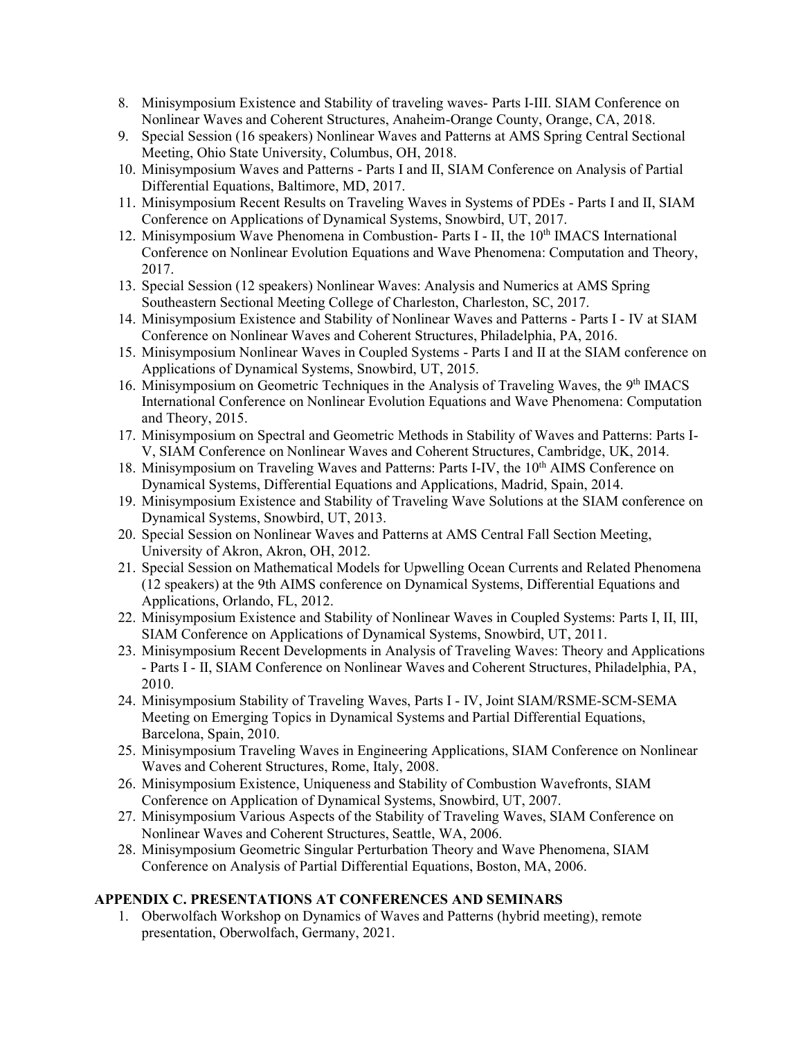8. Minisymposium Existence and Stability of traveling waves- Parts I-III. SIAM Conference on Nonlinear Waves and Coherent Structures, Anaheim-Orange County, Orange, CA, 2018.
9. Special Session (16 speakers) Nonlinear Waves and Patterns at AMS Spring Central Sectional Meeting, Ohio State University, Columbus, OH, 2018.
10. Minisymposium Waves and Patterns - Parts I and II, SIAM Conference on Analysis of Partial Differential Equations, Baltimore, MD, 2017.
11. Minisymposium Recent Results on Traveling Waves in Systems of PDEs - Parts I and II, SIAM Conference on Applications of Dynamical Systems, Snowbird, UT, 2017.
12. Minisymposium Wave Phenomena in Combustion- Parts I - II, the 10th IMACS International Conference on Nonlinear Evolution Equations and Wave Phenomena: Computation and Theory, 2017.
13. Special Session (12 speakers) Nonlinear Waves: Analysis and Numerics at AMS Spring Southeastern Sectional Meeting College of Charleston, Charleston, SC, 2017.
14. Minisymposium Existence and Stability of Nonlinear Waves and Patterns - Parts I - IV at SIAM Conference on Nonlinear Waves and Coherent Structures, Philadelphia, PA, 2016.
15. Minisymposium Nonlinear Waves in Coupled Systems - Parts I and II at the SIAM conference on Applications of Dynamical Systems, Snowbird, UT, 2015.
16. Minisymposium on Geometric Techniques in the Analysis of Traveling Waves, the 9th IMACS International Conference on Nonlinear Evolution Equations and Wave Phenomena: Computation and Theory, 2015.
17. Minisymposium on Spectral and Geometric Methods in Stability of Waves and Patterns: Parts I-V, SIAM Conference on Nonlinear Waves and Coherent Structures, Cambridge, UK, 2014.
18. Minisymposium on Traveling Waves and Patterns: Parts I-IV, the 10th AIMS Conference on Dynamical Systems, Differential Equations and Applications, Madrid, Spain, 2014.
19. Minisymposium Existence and Stability of Traveling Wave Solutions at the SIAM conference on Dynamical Systems, Snowbird, UT, 2013.
20. Special Session on Nonlinear Waves and Patterns at AMS Central Fall Section Meeting, University of Akron, Akron, OH, 2012.
21. Special Session on Mathematical Models for Upwelling Ocean Currents and Related Phenomena (12 speakers) at the 9th AIMS conference on Dynamical Systems, Differential Equations and Applications, Orlando, FL, 2012.
22. Minisymposium Existence and Stability of Nonlinear Waves in Coupled Systems: Parts I, II, III, SIAM Conference on Applications of Dynamical Systems, Snowbird, UT, 2011.
23. Minisymposium Recent Developments in Analysis of Traveling Waves: Theory and Applications - Parts I - II, SIAM Conference on Nonlinear Waves and Coherent Structures, Philadelphia, PA, 2010.
24. Minisymposium Stability of Traveling Waves, Parts I - IV, Joint SIAM/RSME-SCM-SEMA Meeting on Emerging Topics in Dynamical Systems and Partial Differential Equations, Barcelona, Spain, 2010.
25. Minisymposium Traveling Waves in Engineering Applications, SIAM Conference on Nonlinear Waves and Coherent Structures, Rome, Italy, 2008.
26. Minisymposium Existence, Uniqueness and Stability of Combustion Wavefronts, SIAM Conference on Application of Dynamical Systems, Snowbird, UT, 2007.
27. Minisymposium Various Aspects of the Stability of Traveling Waves, SIAM Conference on Nonlinear Waves and Coherent Structures, Seattle, WA, 2006.
28. Minisymposium Geometric Singular Perturbation Theory and Wave Phenomena, SIAM Conference on Analysis of Partial Differential Equations, Boston, MA, 2006.

## APPENDIX C. PRESENTATIONS AT CONFERENCES AND SEMINARS

1. Oberwolfach Workshop on Dynamics of Waves and Patterns (hybrid meeting), remote presentation, Oberwolfach, Germany, 2021.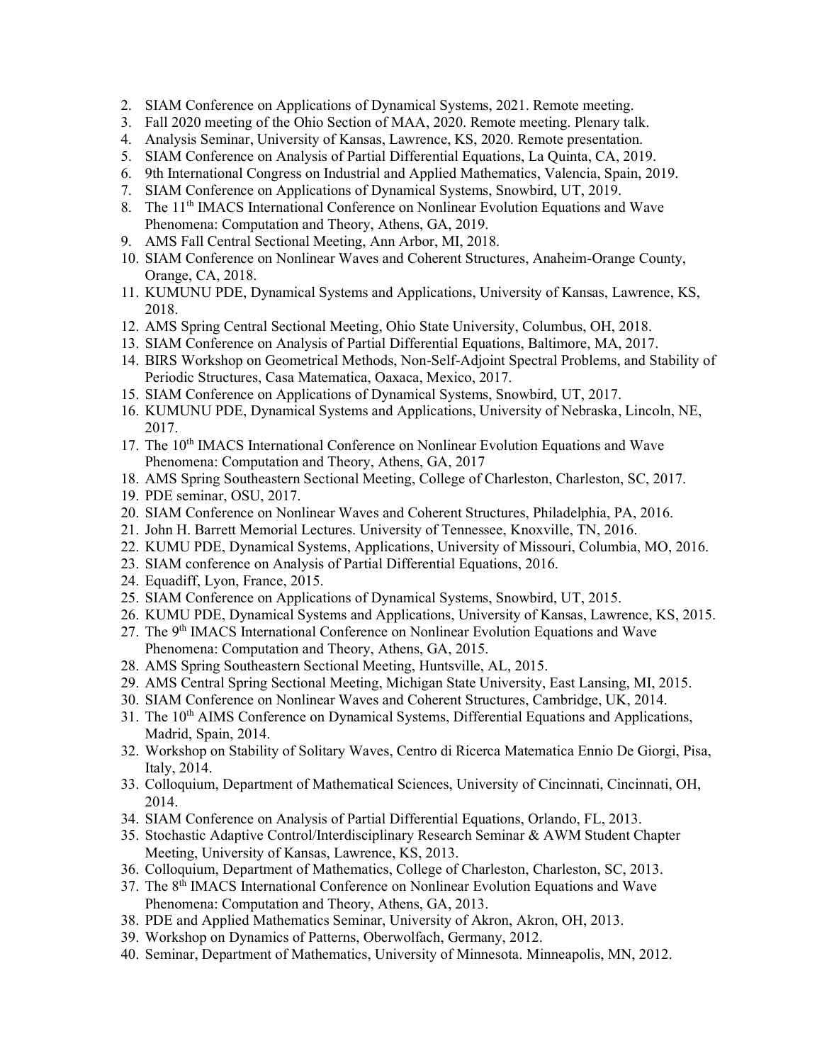2. SIAM Conference on Applications of Dynamical Systems, 2021. Remote meeting.
3. Fall 2020 meeting of the Ohio Section of MAA, 2020. Remote meeting. Plenary talk.
4. Analysis Seminar, University of Kansas, Lawrence, KS, 2020. Remote presentation.
5. SIAM Conference on Analysis of Partial Differential Equations, La Quinta, CA, 2019.
6. 9th International Congress on Industrial and Applied Mathematics, Valencia, Spain, 2019.
7. SIAM Conference on Applications of Dynamical Systems, Snowbird, UT, 2019.
8. The 11th IMACS International Conference on Nonlinear Evolution Equations and Wave Phenomena: Computation and Theory, Athens, GA, 2019.
9. AMS Fall Central Sectional Meeting, Ann Arbor, MI, 2018.
10. SIAM Conference on Nonlinear Waves and Coherent Structures, Anaheim-Orange County, Orange, CA, 2018.
11. KUMUNU PDE, Dynamical Systems and Applications, University of Kansas, Lawrence, KS, 2018.
12. AMS Spring Central Sectional Meeting, Ohio State University, Columbus, OH, 2018.
13. SIAM Conference on Analysis of Partial Differential Equations, Baltimore, MA, 2017.
14. BIRS Workshop on Geometrical Methods, Non-Self-Adjoint Spectral Problems, and Stability of Periodic Structures, Casa Matematica, Oaxaca, Mexico, 2017.
15. SIAM Conference on Applications of Dynamical Systems, Snowbird, UT, 2017.
16. KUMUNU PDE, Dynamical Systems and Applications, University of Nebraska, Lincoln, NE, 2017.
17. The 10th IMACS International Conference on Nonlinear Evolution Equations and Wave Phenomena: Computation and Theory, Athens, GA, 2017
18. AMS Spring Southeastern Sectional Meeting, College of Charleston, Charleston, SC, 2017.
19. PDE seminar, OSU, 2017.
20. SIAM Conference on Nonlinear Waves and Coherent Structures, Philadelphia, PA, 2016.
21. John H. Barrett Memorial Lectures. University of Tennessee, Knoxville, TN, 2016.
22. KUMU PDE, Dynamical Systems, Applications, University of Missouri, Columbia, MO, 2016.
23. SIAM conference on Analysis of Partial Differential Equations, 2016.
24. Equadiff, Lyon, France, 2015.
25. SIAM Conference on Applications of Dynamical Systems, Snowbird, UT, 2015.
26. KUMU PDE, Dynamical Systems and Applications, University of Kansas, Lawrence, KS, 2015.
27. The 9th IMACS International Conference on Nonlinear Evolution Equations and Wave Phenomena: Computation and Theory, Athens, GA, 2015.
28. AMS Spring Southeastern Sectional Meeting, Huntsville, AL, 2015.
29. AMS Central Spring Sectional Meeting, Michigan State University, East Lansing, MI, 2015.
30. SIAM Conference on Nonlinear Waves and Coherent Structures, Cambridge, UK, 2014.
31. The 10th AIMS Conference on Dynamical Systems, Differential Equations and Applications, Madrid, Spain, 2014.
32. Workshop on Stability of Solitary Waves, Centro di Ricerca Matematica Ennio De Giorgi, Pisa, Italy, 2014.
33. Colloquium, Department of Mathematical Sciences, University of Cincinnati, Cincinnati, OH, 2014.
34. SIAM Conference on Analysis of Partial Differential Equations, Orlando, FL, 2013.
35. Stochastic Adaptive Control/Interdisciplinary Research Seminar & AWM Student Chapter Meeting, University of Kansas, Lawrence, KS, 2013.
36. Colloquium, Department of Mathematics, College of Charleston, Charleston, SC, 2013.
37. The 8th IMACS International Conference on Nonlinear Evolution Equations and Wave Phenomena: Computation and Theory, Athens, GA, 2013.
38. PDE and Applied Mathematics Seminar, University of Akron, Akron, OH, 2013.
39. Workshop on Dynamics of Patterns, Oberwolfach, Germany, 2012.
40. Seminar, Department of Mathematics, University of Minnesota. Minneapolis, MN, 2012.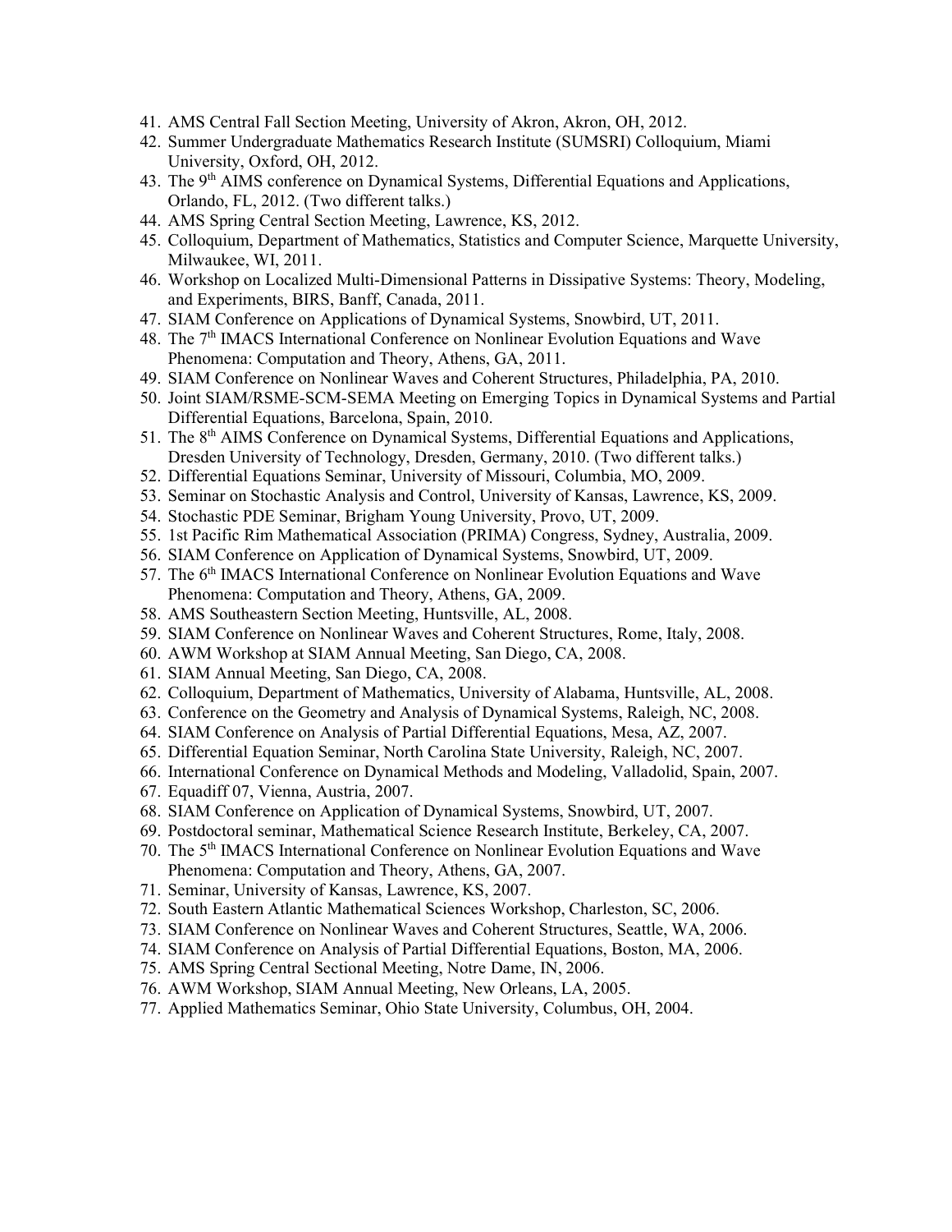41. AMS Central Fall Section Meeting, University of Akron, Akron, OH, 2012.
42. Summer Undergraduate Mathematics Research Institute (SUMSRI) Colloquium, Miami University, Oxford, OH, 2012.
43. The 9th AIMS conference on Dynamical Systems, Differential Equations and Applications, Orlando, FL, 2012. (Two different talks.)
44. AMS Spring Central Section Meeting, Lawrence, KS, 2012.
45. Colloquium, Department of Mathematics, Statistics and Computer Science, Marquette University, Milwaukee, WI, 2011.
46. Workshop on Localized Multi-Dimensional Patterns in Dissipative Systems: Theory, Modeling, and Experiments, BIRS, Banff, Canada, 2011.
47. SIAM Conference on Applications of Dynamical Systems, Snowbird, UT, 2011.
48. The 7th IMACS International Conference on Nonlinear Evolution Equations and Wave Phenomena: Computation and Theory, Athens, GA, 2011.
49. SIAM Conference on Nonlinear Waves and Coherent Structures, Philadelphia, PA, 2010.
50. Joint SIAM/RSME-SCM-SEMA Meeting on Emerging Topics in Dynamical Systems and Partial Differential Equations, Barcelona, Spain, 2010.
51. The 8th AIMS Conference on Dynamical Systems, Differential Equations and Applications, Dresden University of Technology, Dresden, Germany, 2010. (Two different talks.)
52. Differential Equations Seminar, University of Missouri, Columbia, MO, 2009.
53. Seminar on Stochastic Analysis and Control, University of Kansas, Lawrence, KS, 2009.
54. Stochastic PDE Seminar, Brigham Young University, Provo, UT, 2009.
55. 1st Pacific Rim Mathematical Association (PRIMA) Congress, Sydney, Australia, 2009.
56. SIAM Conference on Application of Dynamical Systems, Snowbird, UT, 2009.
57. The 6th IMACS International Conference on Nonlinear Evolution Equations and Wave Phenomena: Computation and Theory, Athens, GA, 2009.
58. AMS Southeastern Section Meeting, Huntsville, AL, 2008.
59. SIAM Conference on Nonlinear Waves and Coherent Structures, Rome, Italy, 2008.
60. AWM Workshop at SIAM Annual Meeting, San Diego, CA, 2008.
61. SIAM Annual Meeting, San Diego, CA, 2008.
62. Colloquium, Department of Mathematics, University of Alabama, Huntsville, AL, 2008.
63. Conference on the Geometry and Analysis of Dynamical Systems, Raleigh, NC, 2008.
64. SIAM Conference on Analysis of Partial Differential Equations, Mesa, AZ, 2007.
65. Differential Equation Seminar, North Carolina State University, Raleigh, NC, 2007.
66. International Conference on Dynamical Methods and Modeling, Valladolid, Spain, 2007.
67. Equadiff 07, Vienna, Austria, 2007.
68. SIAM Conference on Application of Dynamical Systems, Snowbird, UT, 2007.
69. Postdoctoral seminar, Mathematical Science Research Institute, Berkeley, CA, 2007.
70. The 5th IMACS International Conference on Nonlinear Evolution Equations and Wave Phenomena: Computation and Theory, Athens, GA, 2007.
71. Seminar, University of Kansas, Lawrence, KS, 2007.
72. South Eastern Atlantic Mathematical Sciences Workshop, Charleston, SC, 2006.
73. SIAM Conference on Nonlinear Waves and Coherent Structures, Seattle, WA, 2006.
74. SIAM Conference on Analysis of Partial Differential Equations, Boston, MA, 2006.
75. AMS Spring Central Sectional Meeting, Notre Dame, IN, 2006.
76. AWM Workshop, SIAM Annual Meeting, New Orleans, LA, 2005.
77. Applied Mathematics Seminar, Ohio State University, Columbus, OH, 2004.